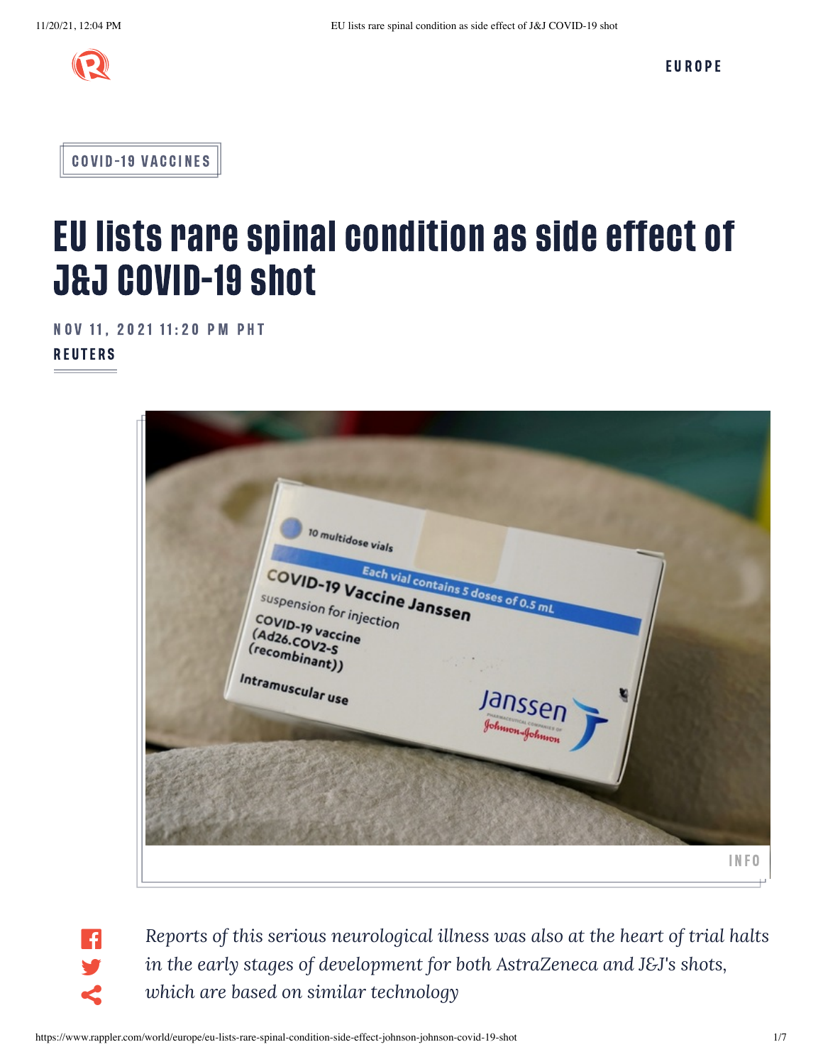EUROPE

COVID-19 VACCINES

# EU lists rare spinal condition as side effect of J&J COVID-19 shot

NOV 11, 2021 11:20 PM PHT

REUTERS

INFO

*Reports of this serious neurological illness was also at the heart of trial halts in the early stages of development for both AstraZeneca and J&J's shots, which are based on similar technology*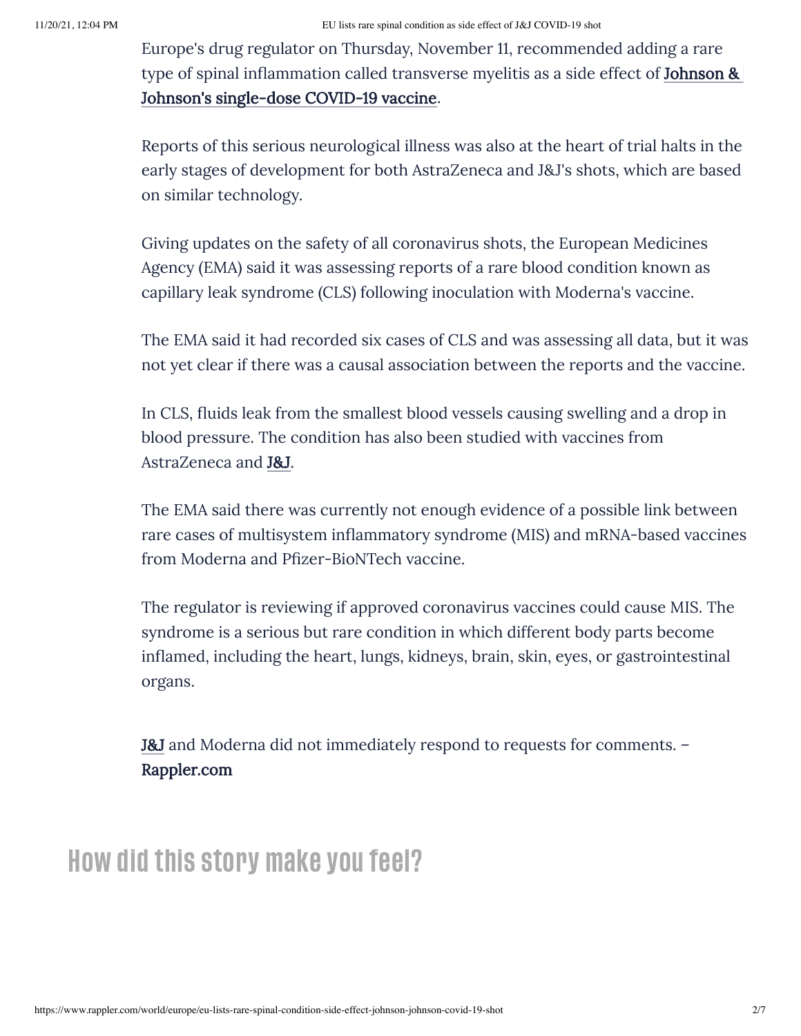Europe's drug regulator on Thursday, November 11, recommended adding a rare type of spinal inflammation called transverse myelitis as a side effect of Johnson & Johnson's single-dose COVID-19 vaccine.

Reports of this serious neurological illness was also at the heart of trial halts in the early stages of development for both AstraZeneca and J&J's shots, which are based on similar technology.

Giving updates on the safety of all coronavirus shots, the European Medicines Agency (EMA) said it was assessing reports of a rare blood condition known as capillary leak syndrome (CLS) following inoculation with Moderna's vaccine.

The EMA said it had recorded six cases of CLS and was assessing all data, but it was not yet clear if there was a causal association between the reports and the vaccine.

In CLS, fluids leak from the smallest blood vessels causing swelling and a drop in blood pressure. The condition has also been studied with vaccines from AstraZeneca and J&J.

The EMA said there was currently not enough evidence of a possible link between rare cases of multisystem inflammatory syndrome (MIS) and mRNA-based vaccines from Moderna and Pfizer-BioNTech vaccine.

The regulator is reviewing if approved coronavirus vaccines could cause MIS. The syndrome is a serious but rare condition in which different body parts become inflamed, including the heart, lungs, kidneys, brain, skin, eyes, or gastrointestinal organs.

J&J and Moderna did not immediately respond to requests for comments. – Rappler.com

## How did this story make you feel?